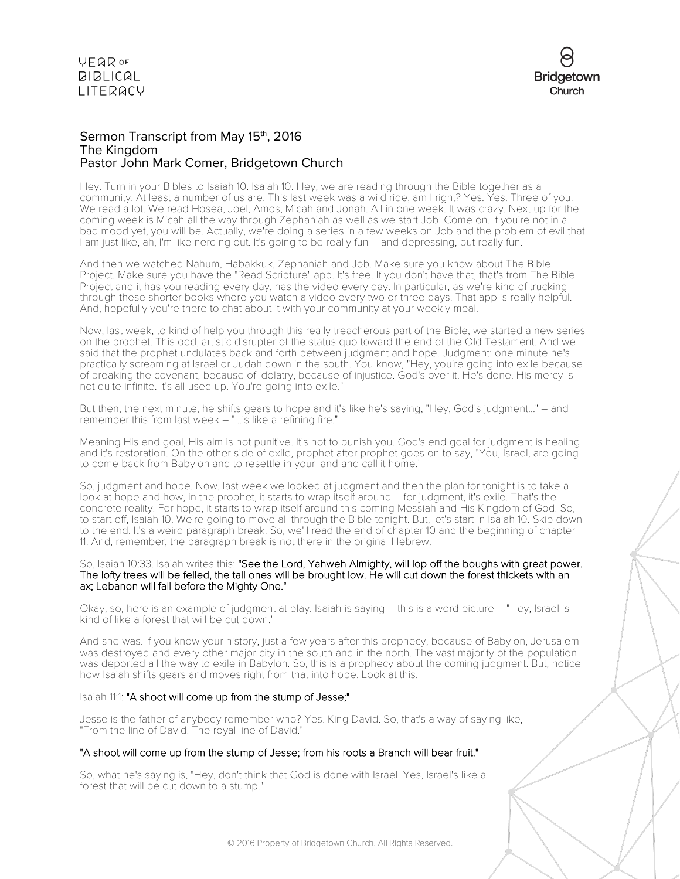# Sermon Transcript from May 15th, 2016
## The Kingdom
## Pastor John Mark Comer, Bridgetown Church

Hey. Turn in your Bibles to Isaiah 10. Isaiah 10. Hey, we are reading through the Bible together as a community. At least a number of us are. This last week was a wild ride, am I right? Yes. Yes. Three of you. We read a lot. We read Hosea, Joel, Amos, Micah and Jonah. All in one week. It was crazy. Next up for the coming week is Micah all the way through Zephaniah as well as we start Job. Come on. If you're not in a bad mood yet, you will be. Actually, we're doing a series in a few weeks on Job and the problem of evil that I am just like, ah, I'm like nerding out. It's going to be really fun – and depressing, but really fun.

And then we watched Nahum, Habakkuk, Zephaniah and Job. Make sure you know about The Bible Project. Make sure you have the "Read Scripture" app. It's free. If you don't have that, that's from The Bible Project and it has you reading every day, has the video every day. In particular, as we're kind of trucking through these shorter books where you watch a video every two or three days. That app is really helpful. And, hopefully you're there to chat about it with your community at your weekly meal.

Now, last week, to kind of help you through this really treacherous part of the Bible, we started a new series on the prophet. This odd, artistic disrupter of the status quo toward the end of the Old Testament. And we said that the prophet undulates back and forth between judgment and hope. Judgment: one minute he's practically screaming at Israel or Judah down in the south. You know, "Hey, you're going into exile because of breaking the covenant, because of idolatry, because of injustice. God's over it. He's done. His mercy is not quite infinite. It's all used up. You're going into exile."

But then, the next minute, he shifts gears to hope and it's like he's saying, "Hey, God's judgment..." – and remember this from last week – "...is like a refining fire."

Meaning His end goal, His aim is not punitive. It's not to punish you. God's end goal for judgment is healing and it's restoration. On the other side of exile, prophet after prophet goes on to say, "You, Israel, are going to come back from Babylon and to resettle in your land and call it home."

So, judgment and hope. Now, last week we looked at judgment and then the plan for tonight is to take a look at hope and how, in the prophet, it starts to wrap itself around – for judgment, it's exile. That's the concrete reality. For hope, it starts to wrap itself around this coming Messiah and His Kingdom of God. So, to start off, Isaiah 10. We're going to move all through the Bible tonight. But, let's start in Isaiah 10. Skip down to the end. It's a weird paragraph break. So, we'll read the end of chapter 10 and the beginning of chapter 11. And, remember, the paragraph break is not there in the original Hebrew.

So, Isaiah 10:33. Isaiah writes this: "See the Lord, Yahweh Almighty, will lop off the boughs with great power. The lofty trees will be felled, the tall ones will be brought low. He will cut down the forest thickets with an ax; Lebanon will fall before the Mighty One."

Okay, so, here is an example of judgment at play. Isaiah is saying – this is a word picture – "Hey, Israel is kind of like a forest that will be cut down."

And she was. If you know your history, just a few years after this prophecy, because of Babylon, Jerusalem was destroyed and every other major city in the south and in the north. The vast majority of the population was deported all the way to exile in Babylon. So, this is a prophecy about the coming judgment. But, notice how Isaiah shifts gears and moves right from that into hope. Look at this.

Isaiah 11:1: "A shoot will come up from the stump of Jesse;"

Jesse is the father of anybody remember who? Yes. King David. So, that's a way of saying like, "From the line of David. The royal line of David."

"A shoot will come up from the stump of Jesse; from his roots a Branch will bear fruit."

So, what he's saying is, "Hey, don't think that God is done with Israel. Yes, Israel's like a forest that will be cut down to a stump."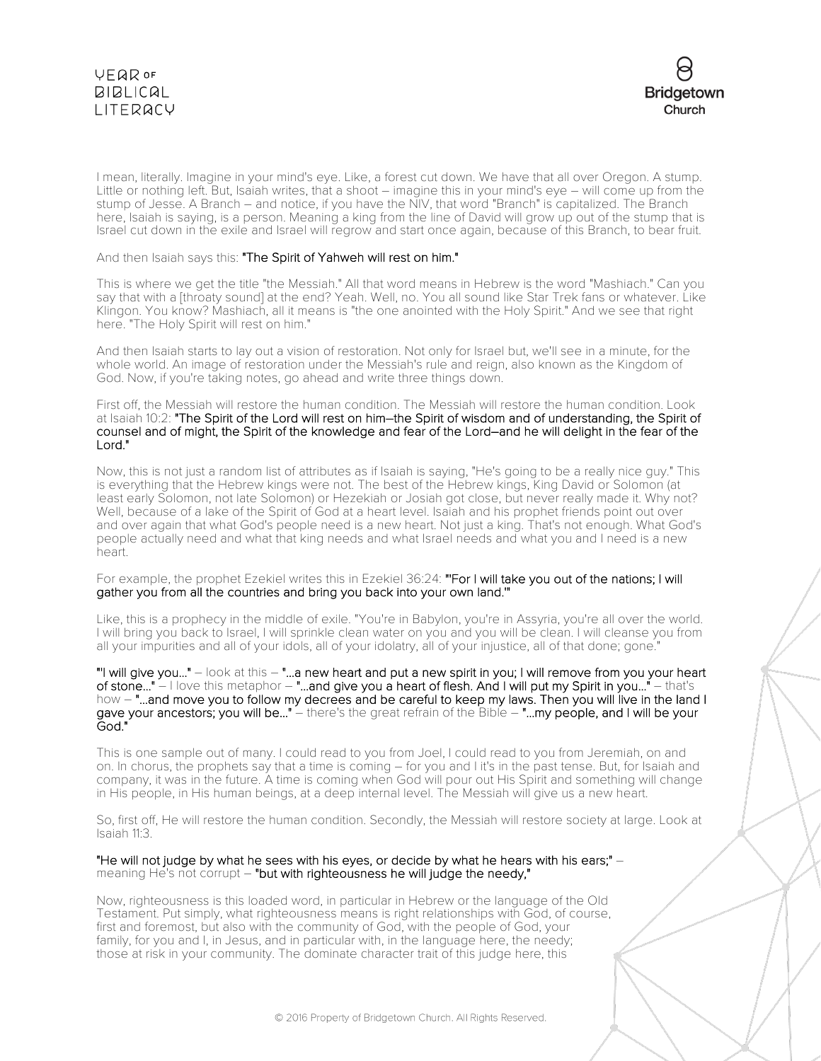I mean, literally. Imagine in your mind's eye. Like, a forest cut down. We have that all over Oregon. A stump. Little or nothing left. But, Isaiah writes, that a shoot – imagine this in your mind's eye – will come up from the stump of Jesse. A Branch – and notice, if you have the NIV, that word "Branch" is capitalized. The Branch here, Isaiah is saying, is a person. Meaning a king from the line of David will grow up out of the stump that is Israel cut down in the exile and Israel will regrow and start once again, because of this Branch, to bear fruit.

And then Isaiah says this: **"The Spirit of Yahweh will rest on him."**

This is where we get the title "the Messiah." All that word means in Hebrew is the word "Mashiach." Can you say that with a [throaty sound] at the end? Yeah. Well, no. You all sound like Star Trek fans or whatever. Like Klingon. You know? Mashiach, all it means is "the one anointed with the Holy Spirit." And we see that right here. "The Holy Spirit will rest on him."

And then Isaiah starts to lay out a vision of restoration. Not only for Israel but, we'll see in a minute, for the whole world. An image of restoration under the Messiah's rule and reign, also known as the Kingdom of God. Now, if you're taking notes, go ahead and write three things down.

First off, the Messiah will restore the human condition. The Messiah will restore the human condition. Look at Isaiah 10:2: **"The Spirit of the Lord will rest on him–the Spirit of wisdom and of understanding, the Spirit of counsel and of might, the Spirit of the knowledge and fear of the Lord–and he will delight in the fear of the Lord."**

Now, this is not just a random list of attributes as if Isaiah is saying, "He's going to be a really nice guy." This is everything that the Hebrew kings were not. The best of the Hebrew kings, King David or Solomon (at least early Solomon, not late Solomon) or Hezekiah or Josiah got close, but never really made it. Why not? Well, because of a lake of the Spirit of God at a heart level. Isaiah and his prophet friends point out over and over again that what God's people need is a new heart. Not just a king. That's not enough. What God's people actually need and what that king needs and what Israel needs and what you and I need is a new heart.

For example, the prophet Ezekiel writes this in Ezekiel 36:24: **"'For I will take you out of the nations; I will gather you from all the countries and bring you back into your own land.'"**

Like, this is a prophecy in the middle of exile. "You're in Babylon, you're in Assyria, you're all over the world. I will bring you back to Israel, I will sprinkle clean water on you and you will be clean. I will cleanse you from all your impurities and all of your idols, all of your idolatry, all of your injustice, all of that done; gone."

**"'I will give you..."** – look at this – **"...a new heart and put a new spirit in you; I will remove from you your heart of stone..."** – I love this metaphor – **"...and give you a heart of flesh. And I will put my Spirit in you..."** – that's how – **"...and move you to follow my decrees and be careful to keep my laws. Then you will live in the land I gave your ancestors; you will be..."** – there's the great refrain of the Bible – **"...my people, and I will be your God."**

This is one sample out of many. I could read to you from Joel, I could read to you from Jeremiah, on and on. In chorus, the prophets say that a time is coming – for you and I it's in the past tense. But, for Isaiah and company, it was in the future. A time is coming when God will pour out His Spirit and something will change in His people, in His human beings, at a deep internal level. The Messiah will give us a new heart.

So, first off, He will restore the human condition. Secondly, the Messiah will restore society at large. Look at Isaiah 11:3.

**"He will not judge by what he sees with his eyes, or decide by what he hears with his ears;"** – meaning He's not corrupt – **"but with righteousness he will judge the needy,"**

Now, righteousness is this loaded word, in particular in Hebrew or the language of the Old Testament. Put simply, what righteousness means is right relationships with God, of course, first and foremost, but also with the community of God, with the people of God, your family, for you and I, in Jesus, and in particular with, in the language here, the needy; those at risk in your community. The dominate character trait of this judge here, this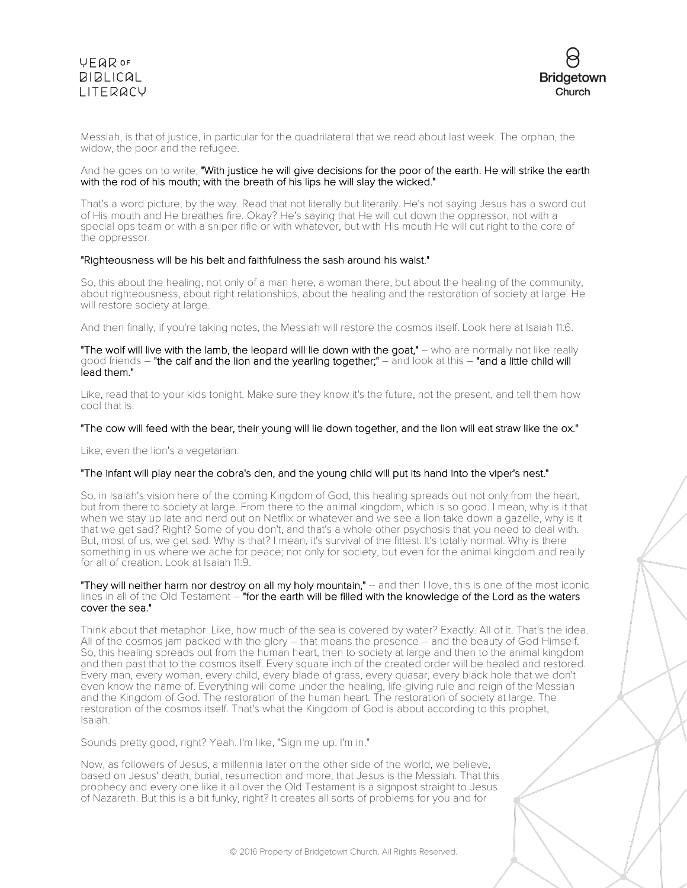Messiah, is that of justice, in particular for the quadrilateral that we read about last week. The orphan, the widow, the poor and the refugee.

And he goes on to write, **"With justice he will give decisions for the poor of the earth. He will strike the earth with the rod of his mouth; with the breath of his lips he will slay the wicked."**

That's a word picture, by the way. Read that not literally but literarily. He's not saying Jesus has a sword out of His mouth and He breathes fire. Okay? He's saying that He will cut down the oppressor, not with a special ops team or with a sniper rifle or with whatever, but with His mouth He will cut right to the core of the oppressor.

**"Righteousness will be his belt and faithfulness the sash around his waist."**

So, this about the healing, not only of a man here, a woman there, but about the healing of the community, about righteousness, about right relationships, about the healing and the restoration of society at large. He will restore society at large.

And then finally, if you're taking notes, the Messiah will restore the cosmos itself. Look here at Isaiah 11:6.

**"The wolf will live with the lamb, the leopard will lie down with the goat,"** – who are normally not like really good friends – **"the calf and the lion and the yearling together;"** – and look at this – **"and a little child will lead them."**

Like, read that to your kids tonight. Make sure they know it's the future, not the present, and tell them how cool that is.

**"The cow will feed with the bear, their young will lie down together, and the lion will eat straw like the ox."**

Like, even the lion's a vegetarian.

**"The infant will play near the cobra's den, and the young child will put its hand into the viper's nest."**

So, in Isaiah's vision here of the coming Kingdom of God, this healing spreads out not only from the heart, but from there to society at large. From there to the animal kingdom, which is so good. I mean, why is it that when we stay up late and nerd out on Netflix or whatever and we see a lion take down a gazelle, why is it that we get sad? Right? Some of you don't, and that's a whole other psychosis that you need to deal with. But, most of us, we get sad. Why is that? I mean, it's survival of the fittest. It's totally normal. Why is there something in us where we ache for peace; not only for society, but even for the animal kingdom and really for all of creation. Look at Isaiah 11:9.

**"They will neither harm nor destroy on all my holy mountain,"** – and then I love, this is one of the most iconic lines in all of the Old Testament – **"for the earth will be filled with the knowledge of the Lord as the waters cover the sea."**

Think about that metaphor. Like, how much of the sea is covered by water? Exactly. All of it. That's the idea. All of the cosmos jam packed with the glory – that means the presence – and the beauty of God Himself. So, this healing spreads out from the human heart, then to society at large and then to the animal kingdom and then past that to the cosmos itself. Every square inch of the created order will be healed and restored. Every man, every woman, every child, every blade of grass, every quasar, every black hole that we don't even know the name of. Everything will come under the healing, life-giving rule and reign of the Messiah and the Kingdom of God. The restoration of the human heart. The restoration of society at large. The restoration of the cosmos itself. That's what the Kingdom of God is about according to this prophet, Isaiah.

Sounds pretty good, right? Yeah. I'm like, "Sign me up. I'm in."

Now, as followers of Jesus, a millennia later on the other side of the world, we believe, based on Jesus' death, burial, resurrection and more, that Jesus is the Messiah. That this prophecy and every one like it all over the Old Testament is a signpost straight to Jesus of Nazareth. But this is a bit funky, right? It creates all sorts of problems for you and for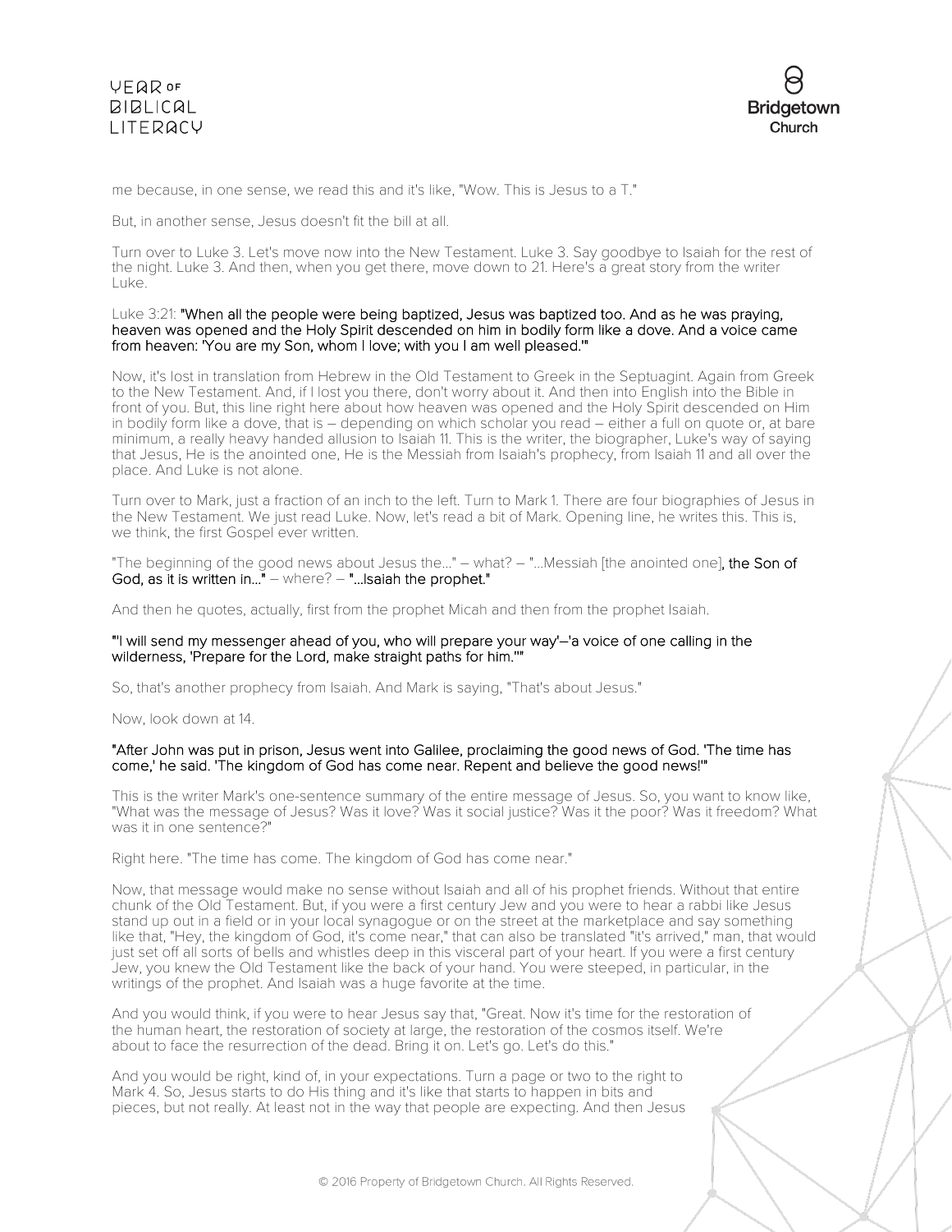me because, in one sense, we read this and it's like, "Wow. This is Jesus to a T."

But, in another sense, Jesus doesn't fit the bill at all.

Turn over to Luke 3. Let's move now into the New Testament. Luke 3. Say goodbye to Isaiah for the rest of the night. Luke 3. And then, when you get there, move down to 21. Here's a great story from the writer Luke.

Luke 3:21: **"When all the people were being baptized, Jesus was baptized too. And as he was praying, heaven was opened and the Holy Spirit descended on him in bodily form like a dove. And a voice came from heaven: 'You are my Son, whom I love; with you I am well pleased.'"**

Now, it's lost in translation from Hebrew in the Old Testament to Greek in the Septuagint. Again from Greek to the New Testament. And, if I lost you there, don't worry about it. And then into English into the Bible in front of you. But, this line right here about how heaven was opened and the Holy Spirit descended on Him in bodily form like a dove, that is – depending on which scholar you read – either a full on quote or, at bare minimum, a really heavy handed allusion to Isaiah 11. This is the writer, the biographer, Luke's way of saying that Jesus, He is the anointed one, He is the Messiah from Isaiah's prophecy, from Isaiah 11 and all over the place. And Luke is not alone.

Turn over to Mark, just a fraction of an inch to the left. Turn to Mark 1. There are four biographies of Jesus in the New Testament. We just read Luke. Now, let's read a bit of Mark. Opening line, he writes this. This is, we think, the first Gospel ever written.

"The beginning of the good news about Jesus the..." – what? – "...Messiah [the anointed one]**, the Son of God, as it is written in..."** – where? – **"...Isaiah the prophet."**

And then he quotes, actually, first from the prophet Micah and then from the prophet Isaiah.

**"'I will send my messenger ahead of you, who will prepare your way'—'a voice of one calling in the wilderness, 'Prepare for the Lord, make straight paths for him.''"**

So, that's another prophecy from Isaiah. And Mark is saying, "That's about Jesus."

Now, look down at 14.

**"After John was put in prison, Jesus went into Galilee, proclaiming the good news of God. 'The time has come,' he said. 'The kingdom of God has come near. Repent and believe the good news!'"**

This is the writer Mark's one-sentence summary of the entire message of Jesus. So, you want to know like, "What was the message of Jesus? Was it love? Was it social justice? Was it the poor? Was it freedom? What was it in one sentence?"

Right here. "The time has come. The kingdom of God has come near."

Now, that message would make no sense without Isaiah and all of his prophet friends. Without that entire chunk of the Old Testament. But, if you were a first century Jew and you were to hear a rabbi like Jesus stand up out in a field or in your local synagogue or on the street at the marketplace and say something like that, "Hey, the kingdom of God, it's come near," that can also be translated "it's arrived," man, that would just set off all sorts of bells and whistles deep in this visceral part of your heart. If you were a first century Jew, you knew the Old Testament like the back of your hand. You were steeped, in particular, in the writings of the prophet. And Isaiah was a huge favorite at the time.

And you would think, if you were to hear Jesus say that, "Great. Now it's time for the restoration of the human heart, the restoration of society at large, the restoration of the cosmos itself. We're about to face the resurrection of the dead. Bring it on. Let's go. Let's do this."

And you would be right, kind of, in your expectations. Turn a page or two to the right to Mark 4. So, Jesus starts to do His thing and it's like that starts to happen in bits and pieces, but not really. At least not in the way that people are expecting. And then Jesus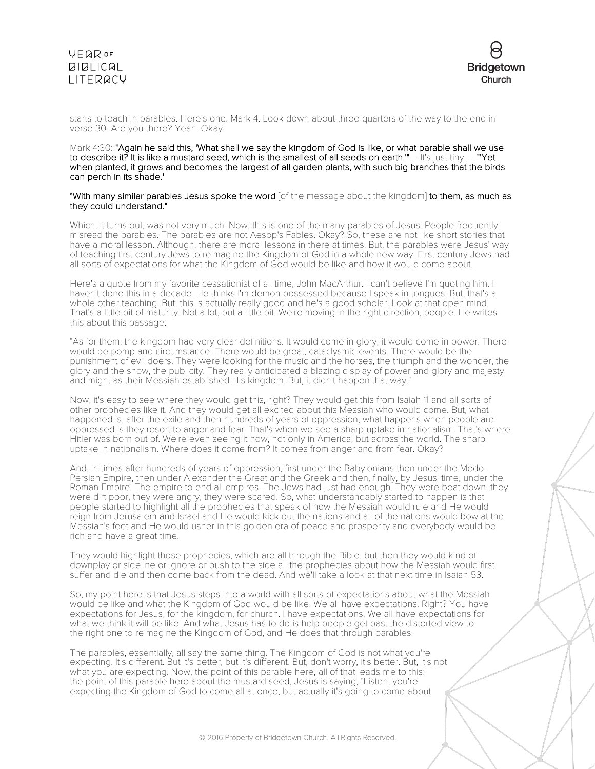starts to teach in parables. Here's one. Mark 4. Look down about three quarters of the way to the end in verse 30. Are you there? Yeah. Okay.

Mark 4:30: **"Again he said this, 'What shall we say the kingdom of God is like, or what parable shall we use to describe it? It is like a mustard seed, which is the smallest of all seeds on earth.'"** – It's just tiny. – **"'Yet when planted, it grows and becomes the largest of all garden plants, with such big branches that the birds can perch in its shade.'**

**"With many similar parables Jesus spoke the word** [of the message about the kingdom] **to them, as much as they could understand."**

Which, it turns out, was not very much. Now, this is one of the many parables of Jesus. People frequently misread the parables. The parables are not Aesop's Fables. Okay? So, these are not like short stories that have a moral lesson. Although, there are moral lessons in there at times. But, the parables were Jesus' way of teaching first century Jews to reimagine the Kingdom of God in a whole new way. First century Jews had all sorts of expectations for what the Kingdom of God would be like and how it would come about.

Here's a quote from my favorite cessationist of all time, John MacArthur. I can't believe I'm quoting him. I haven't done this in a decade. He thinks I'm demon possessed because I speak in tongues. But, that's a whole other teaching. But, this is actually really good and he's a good scholar. Look at that open mind. That's a little bit of maturity. Not a lot, but a little bit. We're moving in the right direction, people. He writes this about this passage:

"As for them, the kingdom had very clear definitions. It would come in glory; it would come in power. There would be pomp and circumstance. There would be great, cataclysmic events. There would be the punishment of evil doers. They were looking for the music and the horses, the triumph and the wonder, the glory and the show, the publicity. They really anticipated a blazing display of power and glory and majesty and might as their Messiah established His kingdom. But, it didn't happen that way."

Now, it's easy to see where they would get this, right? They would get this from Isaiah 11 and all sorts of other prophecies like it. And they would get all excited about this Messiah who would come. But, what happened is, after the exile and then hundreds of years of oppression, what happens when people are oppressed is they resort to anger and fear. That's when we see a sharp uptake in nationalism. That's where Hitler was born out of. We're even seeing it now, not only in America, but across the world. The sharp uptake in nationalism. Where does it come from? It comes from anger and from fear. Okay?

And, in times after hundreds of years of oppression, first under the Babylonians then under the Medo-Persian Empire, then under Alexander the Great and the Greek and then, finally, by Jesus' time, under the Roman Empire. The empire to end all empires. The Jews had just had enough. They were beat down, they were dirt poor, they were angry, they were scared. So, what understandably started to happen is that people started to highlight all the prophecies that speak of how the Messiah would rule and He would reign from Jerusalem and Israel and He would kick out the nations and all of the nations would bow at the Messiah's feet and He would usher in this golden era of peace and prosperity and everybody would be rich and have a great time.

They would highlight those prophecies, which are all through the Bible, but then they would kind of downplay or sideline or ignore or push to the side all the prophecies about how the Messiah would first suffer and die and then come back from the dead. And we'll take a look at that next time in Isaiah 53.

So, my point here is that Jesus steps into a world with all sorts of expectations about what the Messiah would be like and what the Kingdom of God would be like. We all have expectations. Right? You have expectations for Jesus, for the kingdom, for church. I have expectations. We all have expectations for what we think it will be like. And what Jesus has to do is help people get past the distorted view to the right one to reimagine the Kingdom of God, and He does that through parables.

The parables, essentially, all say the same thing. The Kingdom of God is not what you're expecting. It's different. But it's better, but it's different. But, don't worry, it's better. But, it's not what you are expecting. Now, the point of this parable here, all of that leads me to this: the point of this parable here about the mustard seed, Jesus is saying, "Listen, you're expecting the Kingdom of God to come all at once, but actually it's going to come about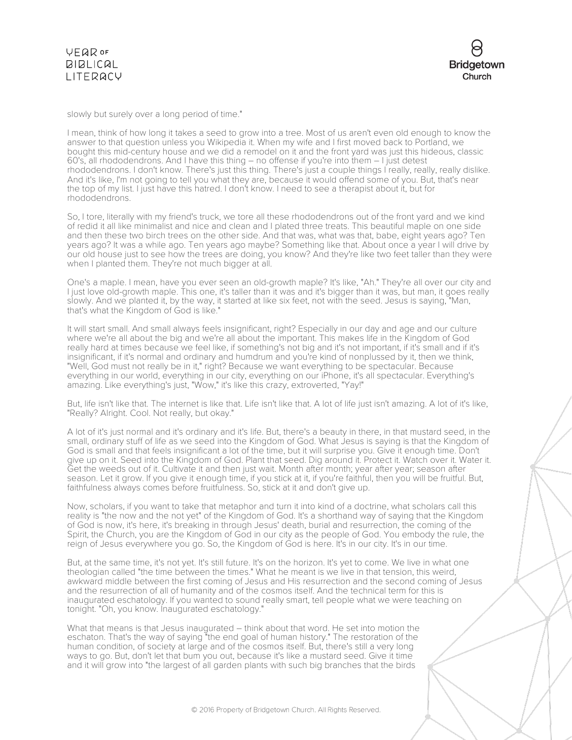slowly but surely over a long period of time."

I mean, think of how long it takes a seed to grow into a tree. Most of us aren't even old enough to know the answer to that question unless you Wikipedia it. When my wife and I first moved back to Portland, we bought this mid-century house and we did a remodel on it and the front yard was just this hideous, classic 60's, all rhododendrons. And I have this thing – no offense if you're into them – I just detest rhododendrons. I don't know. There's just this thing. There's just a couple things I really, really, really dislike. And it's like, I'm not going to tell you what they are, because it would offend some of you. But, that's near the top of my list. I just have this hatred. I don't know. I need to see a therapist about it, but for rhododendrons.

So, I tore, literally with my friend's truck, we tore all these rhododendrons out of the front yard and we kind of redid it all like minimalist and nice and clean and I plated three treats. This beautiful maple on one side and then these two birch trees on the other side. And that was, what was that, babe, eight years ago? Ten years ago? It was a while ago. Ten years ago maybe? Something like that. About once a year I will drive by our old house just to see how the trees are doing, you know? And they're like two feet taller than they were when I planted them. They're not much bigger at all.

One's a maple. I mean, have you ever seen an old-growth maple? It's like, "Ah." They're all over our city and I just love old-growth maple. This one, it's taller than it was and it's bigger than it was, but man, it goes really slowly. And we planted it, by the way, it started at like six feet, not with the seed. Jesus is saying, "Man, that's what the Kingdom of God is like."

It will start small. And small always feels insignificant, right? Especially in our day and age and our culture where we're all about the big and we're all about the important. This makes life in the Kingdom of God really hard at times because we feel like, if something's not big and it's not important, if it's small and if it's insignificant, if it's normal and ordinary and humdrum and you're kind of nonplussed by it, then we think, "Well, God must not really be in it," right? Because we want everything to be spectacular. Because everything in our world, everything in our city, everything on our iPhone, it's all spectacular. Everything's amazing. Like everything's just, "Wow," it's like this crazy, extroverted, "Yay!"

But, life isn't like that. The internet is like that. Life isn't like that. A lot of life just isn't amazing. A lot of it's like, "Really? Alright. Cool. Not really, but okay."

A lot of it's just normal and it's ordinary and it's life. But, there's a beauty in there, in that mustard seed, in the small, ordinary stuff of life as we seed into the Kingdom of God. What Jesus is saying is that the Kingdom of God is small and that feels insignificant a lot of the time, but it will surprise you. Give it enough time. Don't give up on it. Seed into the Kingdom of God. Plant that seed. Dig around it. Protect it. Watch over it. Water it. Get the weeds out of it. Cultivate it and then just wait. Month after month; year after year; season after season. Let it grow. If you give it enough time, if you stick at it, if you're faithful, then you will be fruitful. But, faithfulness always comes before fruitfulness. So, stick at it and don't give up.

Now, scholars, if you want to take that metaphor and turn it into kind of a doctrine, what scholars call this reality is "the now and the not yet" of the Kingdom of God. It's a shorthand way of saying that the Kingdom of God is now, it's here, it's breaking in through Jesus' death, burial and resurrection, the coming of the Spirit, the Church, you are the Kingdom of God in our city as the people of God. You embody the rule, the reign of Jesus everywhere you go. So, the Kingdom of God is here. It's in our city. It's in our time.

But, at the same time, it's not yet. It's still future. It's on the horizon. It's yet to come. We live in what one theologian called "the time between the times." What he meant is we live in that tension, this weird, awkward middle between the first coming of Jesus and His resurrection and the second coming of Jesus and the resurrection of all of humanity and of the cosmos itself. And the technical term for this is inaugurated eschatology. If you wanted to sound really smart, tell people what we were teaching on tonight. "Oh, you know. Inaugurated eschatology."

What that means is that Jesus inaugurated – think about that word. He set into motion the eschaton. That's the way of saying "the end goal of human history." The restoration of the human condition, of society at large and of the cosmos itself. But, there's still a very long ways to go. But, don't let that bum you out, because it's like a mustard seed. Give it time and it will grow into "the largest of all garden plants with such big branches that the birds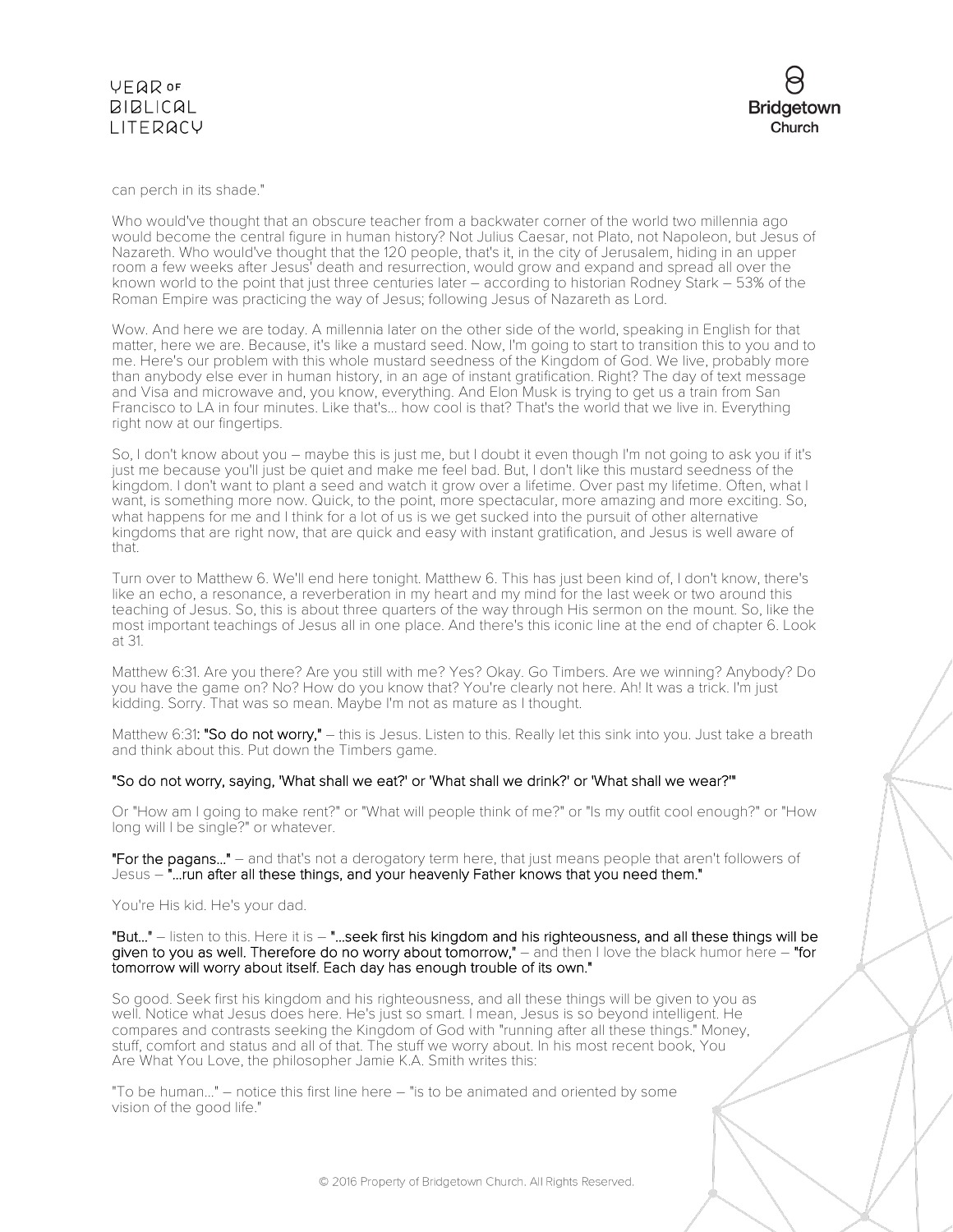can perch in its shade."

Who would've thought that an obscure teacher from a backwater corner of the world two millennia ago would become the central figure in human history? Not Julius Caesar, not Plato, not Napoleon, but Jesus of Nazareth. Who would've thought that the 120 people, that's it, in the city of Jerusalem, hiding in an upper room a few weeks after Jesus' death and resurrection, would grow and expand and spread all over the known world to the point that just three centuries later – according to historian Rodney Stark – 53% of the Roman Empire was practicing the way of Jesus; following Jesus of Nazareth as Lord.

Wow. And here we are today. A millennia later on the other side of the world, speaking in English for that matter, here we are. Because, it's like a mustard seed. Now, I'm going to start to transition this to you and to me. Here's our problem with this whole mustard seedness of the Kingdom of God. We live, probably more than anybody else ever in human history, in an age of instant gratification. Right? The day of text message and Visa and microwave and, you know, everything. And Elon Musk is trying to get us a train from San Francisco to LA in four minutes. Like that's… how cool is that? That's the world that we live in. Everything right now at our fingertips.

So, I don't know about you – maybe this is just me, but I doubt it even though I'm not going to ask you if it's just me because you'll just be quiet and make me feel bad. But, I don't like this mustard seedness of the kingdom. I don't want to plant a seed and watch it grow over a lifetime. Over past my lifetime. Often, what I want, is something more now. Quick, to the point, more spectacular, more amazing and more exciting. So, what happens for me and I think for a lot of us is we get sucked into the pursuit of other alternative kingdoms that are right now, that are quick and easy with instant gratification, and Jesus is well aware of that.

Turn over to Matthew 6. We'll end here tonight. Matthew 6. This has just been kind of, I don't know, there's like an echo, a resonance, a reverberation in my heart and my mind for the last week or two around this teaching of Jesus. So, this is about three quarters of the way through His sermon on the mount. So, like the most important teachings of Jesus all in one place. And there's this iconic line at the end of chapter 6. Look at 31.

Matthew 6:31. Are you there? Are you still with me? Yes? Okay. Go Timbers. Are we winning? Anybody? Do you have the game on? No? How do you know that? You're clearly not here. Ah! It was a trick. I'm just kidding. Sorry. That was so mean. Maybe I'm not as mature as I thought.

Matthew 6:31: **"So do not worry,"** – this is Jesus. Listen to this. Really let this sink into you. Just take a breath and think about this. Put down the Timbers game.

**"So do not worry, saying, 'What shall we eat?' or 'What shall we drink?' or 'What shall we wear?'"**

Or "How am I going to make rent?" or "What will people think of me?" or "Is my outfit cool enough?" or "How long will I be single?" or whatever.

**"For the pagans…"** – and that's not a derogatory term here, that just means people that aren't followers of Jesus – **"…run after all these things, and your heavenly Father knows that you need them."**

You're His kid. He's your dad.

**"But…"** – listen to this. Here it is – **"…seek first his kingdom and his righteousness, and all these things will be given to you as well. Therefore do no worry about tomorrow,"** – and then I love the black humor here – **"for tomorrow will worry about itself. Each day has enough trouble of its own."**

So good. Seek first his kingdom and his righteousness, and all these things will be given to you as well. Notice what Jesus does here. He's just so smart. I mean, Jesus is so beyond intelligent. He compares and contrasts seeking the Kingdom of God with "running after all these things." Money, stuff, comfort and status and all of that. The stuff we worry about. In his most recent book, You Are What You Love, the philosopher Jamie K.A. Smith writes this:

"To be human…" – notice this first line here – "is to be animated and oriented by some vision of the good life."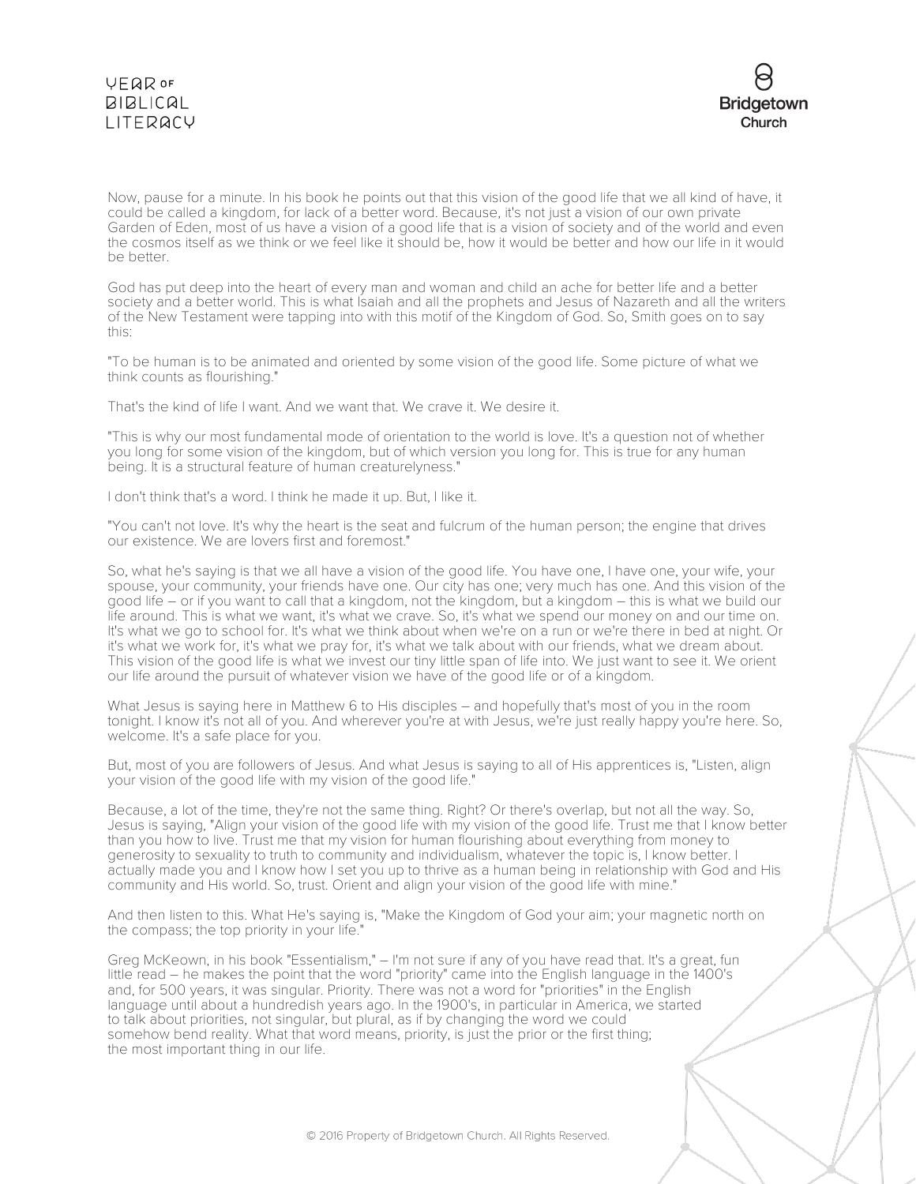Now, pause for a minute. In his book he points out that this vision of the good life that we all kind of have, it could be called a kingdom, for lack of a better word. Because, it's not just a vision of our own private Garden of Eden, most of us have a vision of a good life that is a vision of society and of the world and even the cosmos itself as we think or we feel like it should be, how it would be better and how our life in it would be better.

God has put deep into the heart of every man and woman and child an ache for better life and a better society and a better world. This is what Isaiah and all the prophets and Jesus of Nazareth and all the writers of the New Testament were tapping into with this motif of the Kingdom of God. So, Smith goes on to say this:

"To be human is to be animated and oriented by some vision of the good life. Some picture of what we think counts as flourishing."

That's the kind of life I want. And we want that. We crave it. We desire it.

"This is why our most fundamental mode of orientation to the world is love. It's a question not of whether you long for some vision of the kingdom, but of which version you long for. This is true for any human being. It is a structural feature of human creaturelyness."

I don't think that's a word. I think he made it up. But, I like it.

"You can't not love. It's why the heart is the seat and fulcrum of the human person; the engine that drives our existence. We are lovers first and foremost."

So, what he's saying is that we all have a vision of the good life. You have one, I have one, your wife, your spouse, your community, your friends have one. Our city has one; very much has one. And this vision of the good life – or if you want to call that a kingdom, not the kingdom, but a kingdom – this is what we build our life around. This is what we want, it's what we crave. So, it's what we spend our money on and our time on. It's what we go to school for. It's what we think about when we're on a run or we're there in bed at night. Or it's what we work for, it's what we pray for, it's what we talk about with our friends, what we dream about. This vision of the good life is what we invest our tiny little span of life into. We just want to see it. We orient our life around the pursuit of whatever vision we have of the good life or of a kingdom.

What Jesus is saying here in Matthew 6 to His disciples – and hopefully that's most of you in the room tonight. I know it's not all of you. And wherever you're at with Jesus, we're just really happy you're here. So, welcome. It's a safe place for you.

But, most of you are followers of Jesus. And what Jesus is saying to all of His apprentices is, "Listen, align your vision of the good life with my vision of the good life."

Because, a lot of the time, they're not the same thing. Right? Or there's overlap, but not all the way. So, Jesus is saying, "Align your vision of the good life with my vision of the good life. Trust me that I know better than you how to live. Trust me that my vision for human flourishing about everything from money to generosity to sexuality to truth to community and individualism, whatever the topic is, I know better. I actually made you and I know how I set you up to thrive as a human being in relationship with God and His community and His world. So, trust. Orient and align your vision of the good life with mine."

And then listen to this. What He's saying is, "Make the Kingdom of God your aim; your magnetic north on the compass; the top priority in your life."

Greg McKeown, in his book "Essentialism," – I'm not sure if any of you have read that. It's a great, fun little read – he makes the point that the word "priority" came into the English language in the 1400's and, for 500 years, it was singular. Priority. There was not a word for "priorities" in the English language until about a hundredish years ago. In the 1900's, in particular in America, we started to talk about priorities, not singular, but plural, as if by changing the word we could somehow bend reality. What that word means, priority, is just the prior or the first thing; the most important thing in our life.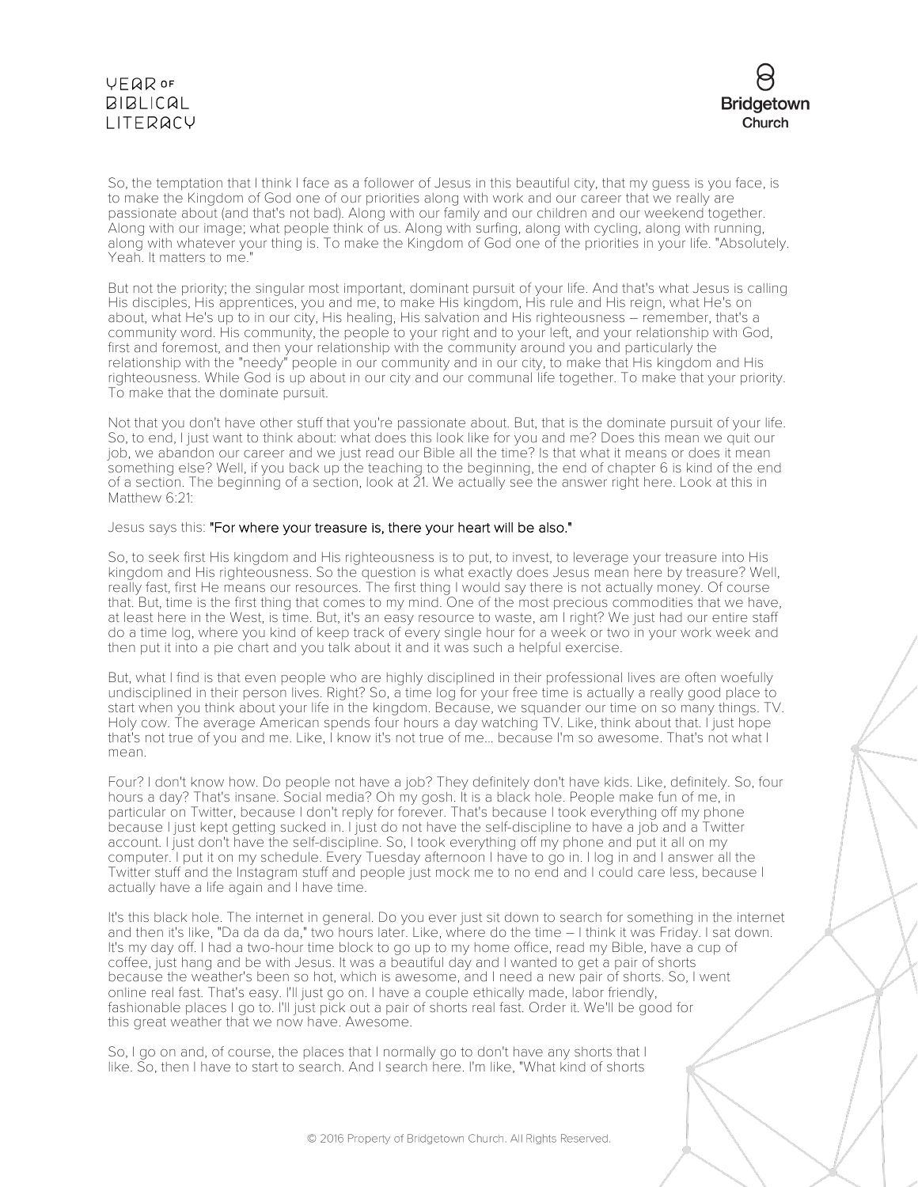So, the temptation that I think I face as a follower of Jesus in this beautiful city, that my guess is you face, is to make the Kingdom of God one of our priorities along with work and our career that we really are passionate about (and that's not bad). Along with our family and our children and our weekend together. Along with our image; what people think of us. Along with surfing, along with cycling, along with running, along with whatever your thing is. To make the Kingdom of God one of the priorities in your life. "Absolutely. Yeah. It matters to me."

But not the priority; the singular most important, dominant pursuit of your life. And that's what Jesus is calling His disciples, His apprentices, you and me, to make His kingdom, His rule and His reign, what He's on about, what He's up to in our city, His healing, His salvation and His righteousness – remember, that's a community word. His community, the people to your right and to your left, and your relationship with God, first and foremost, and then your relationship with the community around you and particularly the relationship with the "needy" people in our community and in our city, to make that His kingdom and His righteousness. While God is up about in our city and our communal life together. To make that your priority. To make that the dominate pursuit.

Not that you don't have other stuff that you're passionate about. But, that is the dominate pursuit of your life. So, to end, I just want to think about: what does this look like for you and me? Does this mean we quit our job, we abandon our career and we just read our Bible all the time? Is that what it means or does it mean something else? Well, if you back up the teaching to the beginning, the end of chapter 6 is kind of the end of a section. The beginning of a section, look at 21. We actually see the answer right here. Look at this in Matthew 6:21:

Jesus says this: "For where your treasure is, there your heart will be also."

So, to seek first His kingdom and His righteousness is to put, to invest, to leverage your treasure into His kingdom and His righteousness. So the question is what exactly does Jesus mean here by treasure? Well, really fast, first He means our resources. The first thing I would say there is not actually money. Of course that. But, time is the first thing that comes to my mind. One of the most precious commodities that we have, at least here in the West, is time. But, it's an easy resource to waste, am I right? We just had our entire staff do a time log, where you kind of keep track of every single hour for a week or two in your work week and then put it into a pie chart and you talk about it and it was such a helpful exercise.

But, what I find is that even people who are highly disciplined in their professional lives are often woefully undisciplined in their person lives. Right? So, a time log for your free time is actually a really good place to start when you think about your life in the kingdom. Because, we squander our time on so many things. TV. Holy cow. The average American spends four hours a day watching TV. Like, think about that. I just hope that's not true of you and me. Like, I know it's not true of me... because I'm so awesome. That's not what I mean.

Four? I don't know how. Do people not have a job? They definitely don't have kids. Like, definitely. So, four hours a day? That's insane. Social media? Oh my gosh. It is a black hole. People make fun of me, in particular on Twitter, because I don't reply for forever. That's because I took everything off my phone because I just kept getting sucked in. I just do not have the self-discipline to have a job and a Twitter account. I just don't have the self-discipline. So, I took everything off my phone and put it all on my computer. I put it on my schedule. Every Tuesday afternoon I have to go in. I log in and I answer all the Twitter stuff and the Instagram stuff and people just mock me to no end and I could care less, because I actually have a life again and I have time.

It's this black hole. The internet in general. Do you ever just sit down to search for something in the internet and then it's like, "Da da da da," two hours later. Like, where do the time – I think it was Friday. I sat down. It's my day off. I had a two-hour time block to go up to my home office, read my Bible, have a cup of coffee, just hang and be with Jesus. It was a beautiful day and I wanted to get a pair of shorts because the weather's been so hot, which is awesome, and I need a new pair of shorts. So, I went online real fast. That's easy. I'll just go on. I have a couple ethically made, labor friendly, fashionable places I go to. I'll just pick out a pair of shorts real fast. Order it. We'll be good for this great weather that we now have. Awesome.

So, I go on and, of course, the places that I normally go to don't have any shorts that I like. So, then I have to start to search. And I search here. I'm like, "What kind of shorts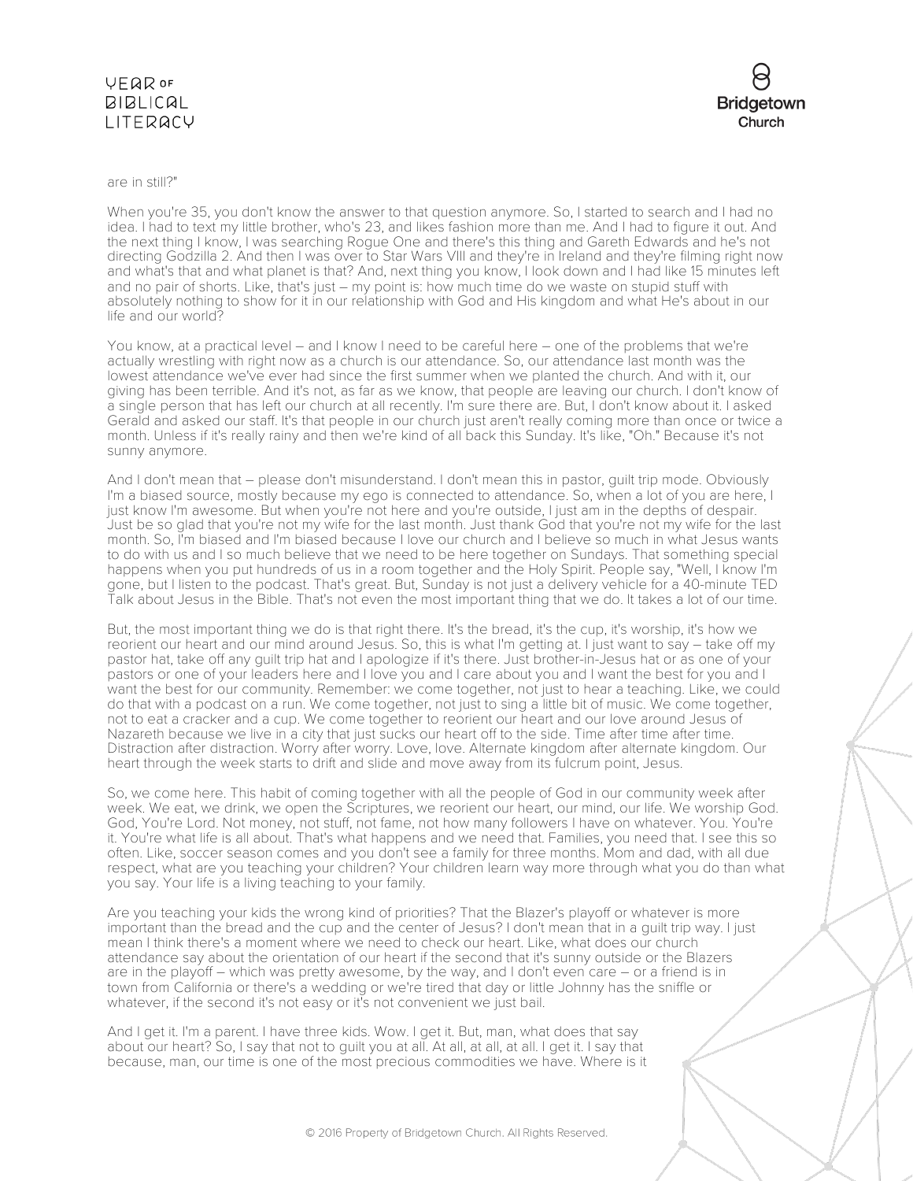are in still?"

When you're 35, you don't know the answer to that question anymore. So, I started to search and I had no idea. I had to text my little brother, who's 23, and likes fashion more than me. And I had to figure it out. And the next thing I know, I was searching Rogue One and there's this thing and Gareth Edwards and he's not directing Godzilla 2. And then I was over to Star Wars VIII and they're in Ireland and they're filming right now and what's that and what planet is that? And, next thing you know, I look down and I had like 15 minutes left and no pair of shorts. Like, that's just – my point is: how much time do we waste on stupid stuff with absolutely nothing to show for it in our relationship with God and His kingdom and what He's about in our life and our world?

You know, at a practical level – and I know I need to be careful here – one of the problems that we're actually wrestling with right now as a church is our attendance. So, our attendance last month was the lowest attendance we've ever had since the first summer when we planted the church. And with it, our giving has been terrible. And it's not, as far as we know, that people are leaving our church. I don't know of a single person that has left our church at all recently. I'm sure there are. But, I don't know about it. I asked Gerald and asked our staff. It's that people in our church just aren't really coming more than once or twice a month. Unless if it's really rainy and then we're kind of all back this Sunday. It's like, "Oh." Because it's not sunny anymore.

And I don't mean that – please don't misunderstand. I don't mean this in pastor, guilt trip mode. Obviously I'm a biased source, mostly because my ego is connected to attendance. So, when a lot of you are here, I just know I'm awesome. But when you're not here and you're outside, I just am in the depths of despair. Just be so glad that you're not my wife for the last month. Just thank God that you're not my wife for the last month. So, I'm biased and I'm biased because I love our church and I believe so much in what Jesus wants to do with us and I so much believe that we need to be here together on Sundays. That something special happens when you put hundreds of us in a room together and the Holy Spirit. People say, "Well, I know I'm gone, but I listen to the podcast. That's great. But, Sunday is not just a delivery vehicle for a 40-minute TED Talk about Jesus in the Bible. That's not even the most important thing that we do. It takes a lot of our time.

But, the most important thing we do is that right there. It's the bread, it's the cup, it's worship, it's how we reorient our heart and our mind around Jesus. So, this is what I'm getting at. I just want to say – take off my pastor hat, take off any guilt trip hat and I apologize if it's there. Just brother-in-Jesus hat or as one of your pastors or one of your leaders here and I love you and I care about you and I want the best for you and I want the best for our community. Remember: we come together, not just to hear a teaching. Like, we could do that with a podcast on a run. We come together, not just to sing a little bit of music. We come together, not to eat a cracker and a cup. We come together to reorient our heart and our love around Jesus of Nazareth because we live in a city that just sucks our heart off to the side. Time after time after time. Distraction after distraction. Worry after worry. Love, love. Alternate kingdom after alternate kingdom. Our heart through the week starts to drift and slide and move away from its fulcrum point, Jesus.

So, we come here. This habit of coming together with all the people of God in our community week after week. We eat, we drink, we open the Scriptures, we reorient our heart, our mind, our life. We worship God. God, You're Lord. Not money, not stuff, not fame, not how many followers I have on whatever. You. You're it. You're what life is all about. That's what happens and we need that. Families, you need that. I see this so often. Like, soccer season comes and you don't see a family for three months. Mom and dad, with all due respect, what are you teaching your children? Your children learn way more through what you do than what you say. Your life is a living teaching to your family.

Are you teaching your kids the wrong kind of priorities? That the Blazer's playoff or whatever is more important than the bread and the cup and the center of Jesus? I don't mean that in a guilt trip way. I just mean I think there's a moment where we need to check our heart. Like, what does our church attendance say about the orientation of our heart if the second that it's sunny outside or the Blazers are in the playoff – which was pretty awesome, by the way, and I don't even care – or a friend is in town from California or there's a wedding or we're tired that day or little Johnny has the sniffle or whatever, if the second it's not easy or it's not convenient we just bail.

And I get it. I'm a parent. I have three kids. Wow. I get it. But, man, what does that say about our heart? So, I say that not to guilt you at all. At all, at all, at all, at all. I get it. I say that because, man, our time is one of the most precious commodities we have. Where is it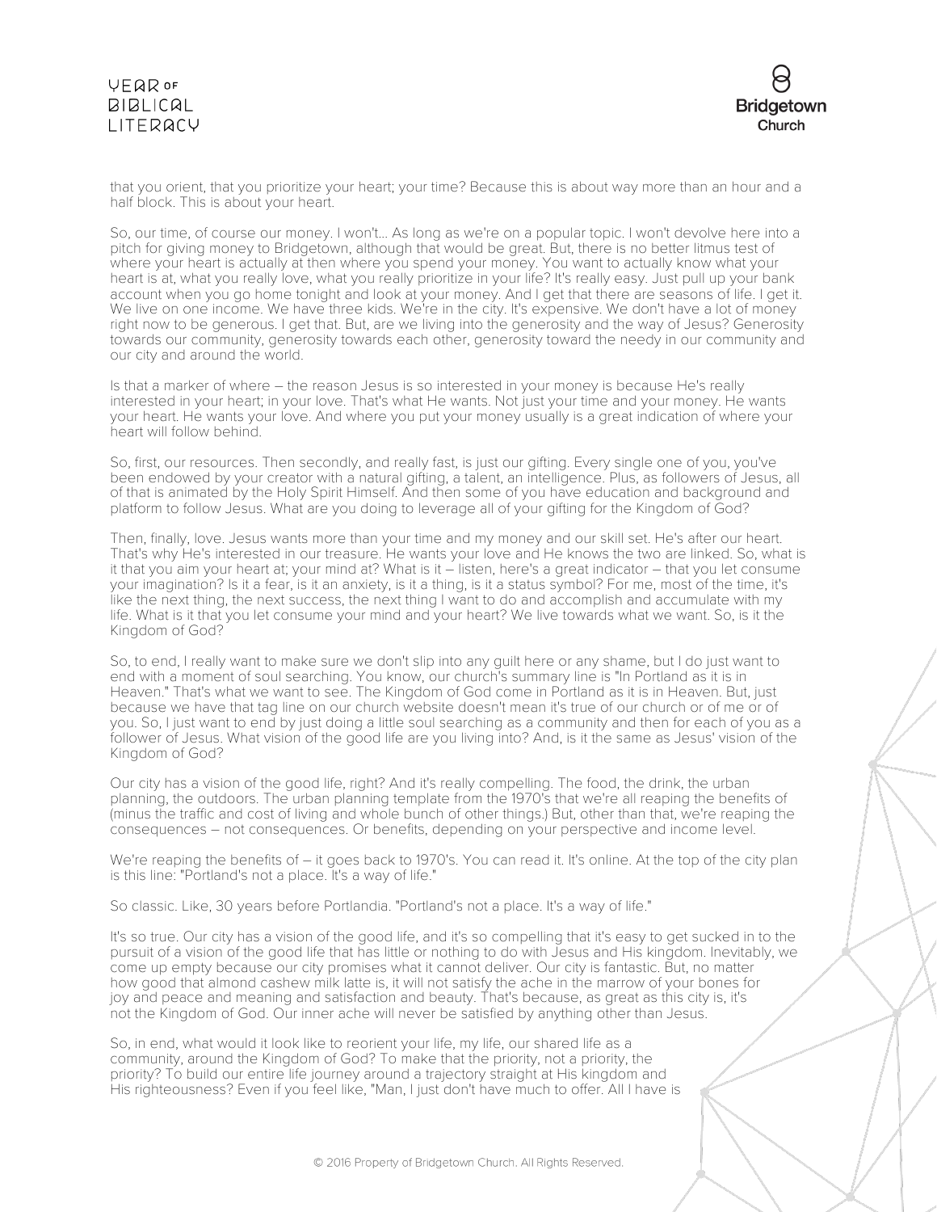that you orient, that you prioritize your heart; your time? Because this is about way more than an hour and a half block. This is about your heart.

So, our time, of course our money. I won't... As long as we're on a popular topic. I won't devolve here into a pitch for giving money to Bridgetown, although that would be great. But, there is no better litmus test of where your heart is actually at then where you spend your money. You want to actually know what your heart is at, what you really love, what you really prioritize in your life? It's really easy. Just pull up your bank account when you go home tonight and look at your money. And I get that there are seasons of life. I get it. We live on one income. We have three kids. We're in the city. It's expensive. We don't have a lot of money right now to be generous. I get that. But, are we living into the generosity and the way of Jesus? Generosity towards our community, generosity towards each other, generosity toward the needy in our community and our city and around the world.

Is that a marker of where – the reason Jesus is so interested in your money is because He's really interested in your heart; in your love. That's what He wants. Not just your time and your money. He wants your heart. He wants your love. And where you put your money usually is a great indication of where your heart will follow behind.

So, first, our resources. Then secondly, and really fast, is just our gifting. Every single one of you, you've been endowed by your creator with a natural gifting, a talent, an intelligence. Plus, as followers of Jesus, all of that is animated by the Holy Spirit Himself. And then some of you have education and background and platform to follow Jesus. What are you doing to leverage all of your gifting for the Kingdom of God?

Then, finally, love. Jesus wants more than your time and my money and our skill set. He's after our heart. That's why He's interested in our treasure. He wants your love and He knows the two are linked. So, what is it that you aim your heart at; your mind at? What is it – listen, here's a great indicator – that you let consume your imagination? Is it a fear, is it an anxiety, is it a thing, is it a status symbol? For me, most of the time, it's like the next thing, the next success, the next thing I want to do and accomplish and accumulate with my life. What is it that you let consume your mind and your heart? We live towards what we want. So, is it the Kingdom of God?

So, to end, I really want to make sure we don't slip into any guilt here or any shame, but I do just want to end with a moment of soul searching. You know, our church's summary line is "In Portland as it is in Heaven." That's what we want to see. The Kingdom of God come in Portland as it is in Heaven. But, just because we have that tag line on our church website doesn't mean it's true of our church or of me or of you. So, I just want to end by just doing a little soul searching as a community and then for each of you as a follower of Jesus. What vision of the good life are you living into? And, is it the same as Jesus' vision of the Kingdom of God?

Our city has a vision of the good life, right? And it's really compelling. The food, the drink, the urban planning, the outdoors. The urban planning template from the 1970's that we're all reaping the benefits of (minus the traffic and cost of living and whole bunch of other things.) But, other than that, we're reaping the consequences – not consequences. Or benefits, depending on your perspective and income level.

We're reaping the benefits of – it goes back to 1970's. You can read it. It's online. At the top of the city plan is this line: "Portland's not a place. It's a way of life."

So classic. Like, 30 years before Portlandia. "Portland's not a place. It's a way of life."

It's so true. Our city has a vision of the good life, and it's so compelling that it's easy to get sucked in to the pursuit of a vision of the good life that has little or nothing to do with Jesus and His kingdom. Inevitably, we come up empty because our city promises what it cannot deliver. Our city is fantastic. But, no matter how good that almond cashew milk latte is, it will not satisfy the ache in the marrow of your bones for joy and peace and meaning and satisfaction and beauty. That's because, as great as this city is, it's not the Kingdom of God. Our inner ache will never be satisfied by anything other than Jesus.

So, in end, what would it look like to reorient your life, my life, our shared life as a community, around the Kingdom of God? To make that the priority, not a priority, the priority? To build our entire life journey around a trajectory straight at His kingdom and His righteousness? Even if you feel like, "Man, I just don't have much to offer. All I have is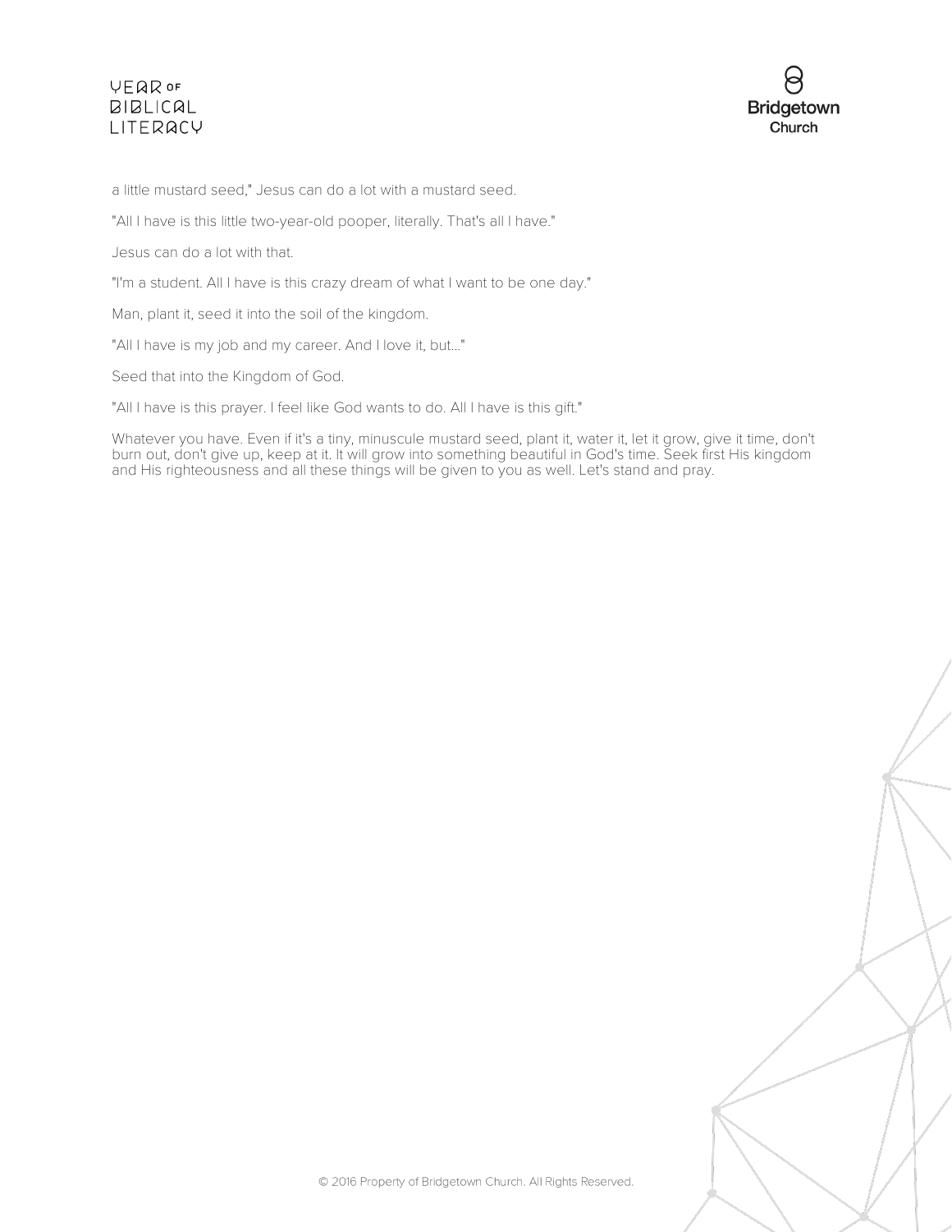a little mustard seed," Jesus can do a lot with a mustard seed.

"All I have is this little two-year-old pooper, literally. That's all I have."

Jesus can do a lot with that.

"I'm a student. All I have is this crazy dream of what I want to be one day."

Man, plant it, seed it into the soil of the kingdom.

"All I have is my job and my career. And I love it, but..."

Seed that into the Kingdom of God.

"All I have is this prayer. I feel like God wants to do. All I have is this gift."

Whatever you have. Even if it's a tiny, minuscule mustard seed, plant it, water it, let it grow, give it time, don't burn out, don't give up, keep at it. It will grow into something beautiful in God's time. Seek first His kingdom and His righteousness and all these things will be given to you as well. Let's stand and pray.